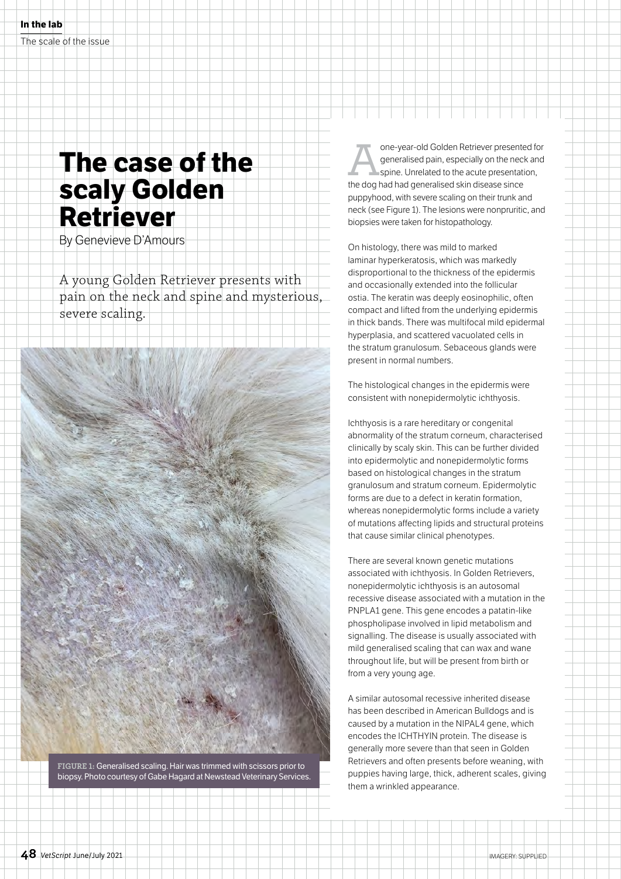# The case of the scaly Golden Retriever

By Genevieve D'Amours

A young Golden Retriever presents with pain on the neck and spine and mysterious, severe scaling.

FIGURE 1: Generalised scaling. Hair was trimmed with scissors prior to biopsy. Photo courtesy of Gabe Hagard at Newstead Veterinary Services.

A one-year-old Golden Retriever presented for generalised pain, especially on the neck and spine. Unrelated to the acute presentation, the dog had had generalised skin disease since puppyhood, with severe scaling on their trunk and neck (see Figure 1). The lesions were nonpruritic, and biopsies were taken for histopathology.

On histology, there was mild to marked laminar hyperkeratosis, which was markedly disproportional to the thickness of the epidermis and occasionally extended into the follicular ostia. The keratin was deeply eosinophilic, often compact and lifted from the underlying epidermis in thick bands. There was multifocal mild epidermal hyperplasia, and scattered vacuolated cells in the stratum granulosum. Sebaceous glands were present in normal numbers.

The histological changes in the epidermis were consistent with nonepidermolytic ichthyosis.

Ichthyosis is a rare hereditary or congenital abnormality of the stratum corneum, characterised clinically by scaly skin. This can be further divided into epidermolytic and nonepidermolytic forms based on histological changes in the stratum granulosum and stratum corneum. Epidermolytic forms are due to a defect in keratin formation, whereas nonepidermolytic forms include a variety of mutations affecting lipids and structural proteins that cause similar clinical phenotypes.

There are several known genetic mutations associated with ichthyosis. In Golden Retrievers, nonepidermolytic ichthyosis is an autosomal recessive disease associated with a mutation in the PNPLA1 gene. This gene encodes a patatin-like phospholipase involved in lipid metabolism and signalling. The disease is usually associated with mild generalised scaling that can wax and wane throughout life, but will be present from birth or from a very young age.

A similar autosomal recessive inherited disease has been described in American Bulldogs and is caused by a mutation in the NIPAL4 gene, which encodes the ICHTHYIN protein. The disease is generally more severe than that seen in Golden Retrievers and often presents before weaning, with puppies having large, thick, adherent scales, giving them a wrinkled appearance.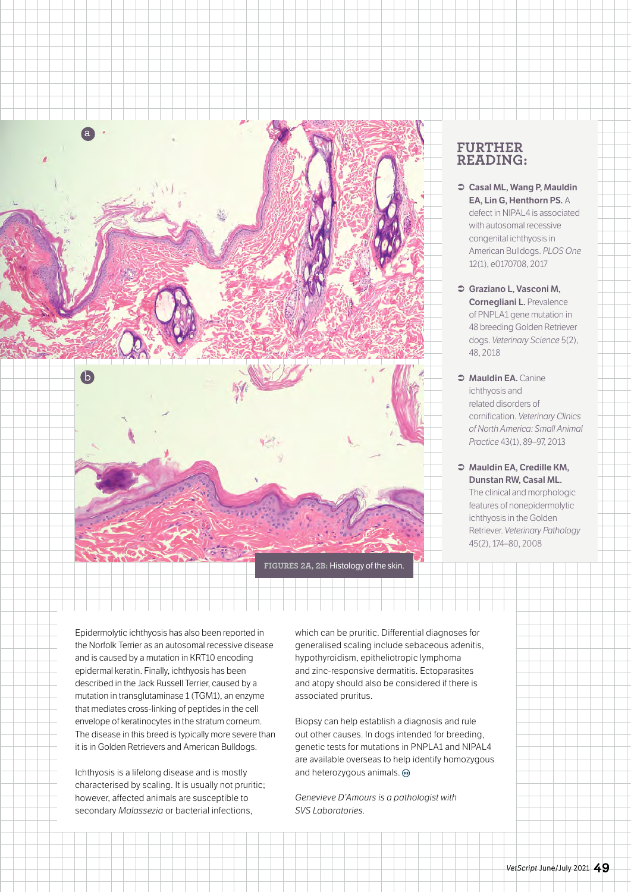FIGURES 2A, 2B: Histology of the skin.

## FURTHER READING:

- **Casal ML, Wang P, Mauldin EA, Lin G, Henthorn PS.** A defect in NIPAL4 is associated with autosomal recessive congenital ichthyosis in American Bulldogs. *PLOS One* 12(1), e0170708, 2017
- **Graziano L, Vasconi M, Cornegliani L.** Prevalence of PNPLA1 gene mutation in 48 breeding Golden Retriever dogs. *Veterinary Science* 5(2), 48, 2018
- **Mauldin EA.** Canine ichthyosis and related disorders of cornification. *Veterinary Clinics of North America: Small Animal Practice* 43(1), 89–97, 2013
- **Mauldin EA, Credille KM, Dunstan RW, Casal ML.** The clinical and morphologic features of nonepidermolytic ichthyosis in the Golden Retriever. *Veterinary Pathology* 45(2), 174–80, 2008

Epidermolytic ichthyosis has also been reported in the Norfolk Terrier as an autosomal recessive disease and is caused by a mutation in KRT10 encoding epidermal keratin. Finally, ichthyosis has been described in the Jack Russell Terrier, caused by a mutation in transglutaminase 1 (TGM1), an enzyme that mediates cross-linking of peptides in the cell envelope of keratinocytes in the stratum corneum. The disease in this breed is typically more severe than it is in Golden Retrievers and American Bulldogs.

Ichthyosis is a lifelong disease and is mostly characterised by scaling. It is usually not pruritic; however, affected animals are susceptible to secondary *Malassezia* or bacterial infections, which can be pruritic. Differential diagnoses for generalised scaling include sebaceous adenitis, hypothyroidism, epitheliotropic lymphoma and zinc-responsive dermatitis. Ectoparasites and atopy should also be considered if there is associated pruritus.

Biopsy can help establish a diagnosis and rule out other causes. In dogs intended for breeding, genetic tests for mutations in PNPLA1 and NIPAL4 are available overseas to help identify homozygous and heterozygous animals.

*Genevieve D'Amours is a pathologist with SVS Laboratories.*